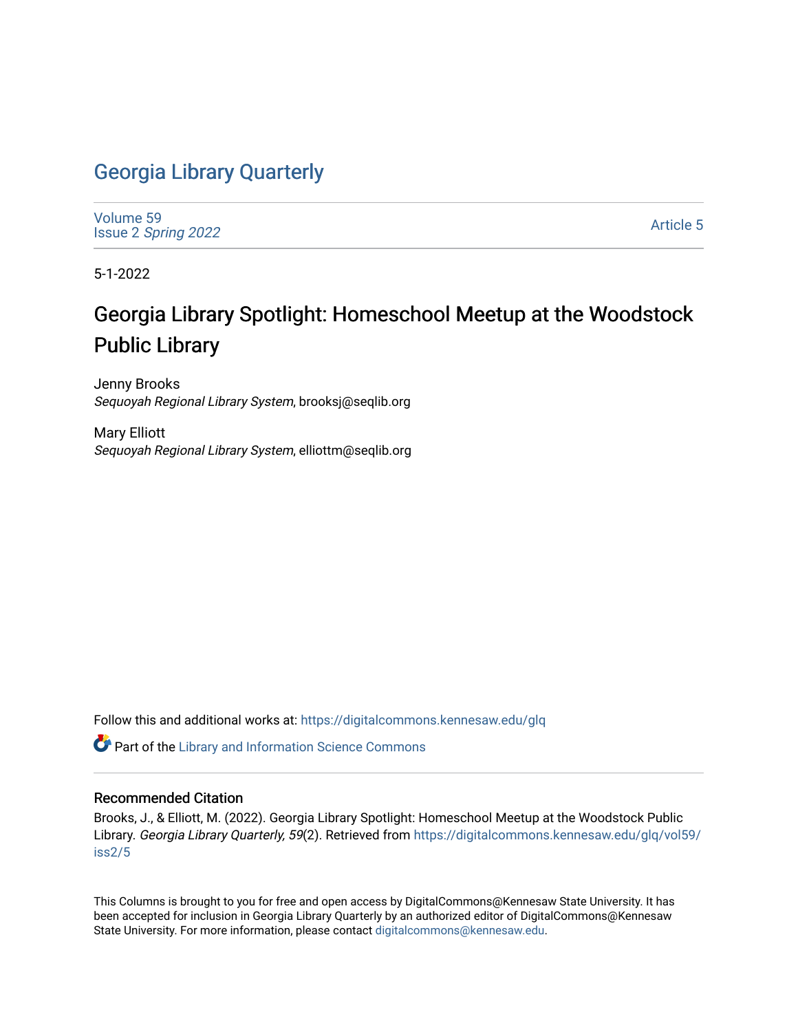Georgia Library Quarterly

Volume 59
Issue 2 *Spring 2022*

Article 5

5-1-2022

# Georgia Library Spotlight: Homeschool Meetup at the Woodstock Public Library

Jenny Brooks
*Sequoyah Regional Library System*, brooksj@seqlib.org

Mary Elliott
*Sequoyah Regional Library System*, elliottm@seqlib.org

Follow this and additional works at: https://digitalcommons.kennesaw.edu/glq

Part of the Library and Information Science Commons

## Recommended Citation

Brooks, J., & Elliott, M. (2022). Georgia Library Spotlight: Homeschool Meetup at the Woodstock Public Library. *Georgia Library Quarterly, 59*(2). Retrieved from https://digitalcommons.kennesaw.edu/glq/vol59/iss2/5

This Columns is brought to you for free and open access by DigitalCommons@Kennesaw State University. It has been accepted for inclusion in Georgia Library Quarterly by an authorized editor of DigitalCommons@Kennesaw State University. For more information, please contact digitalcommons@kennesaw.edu.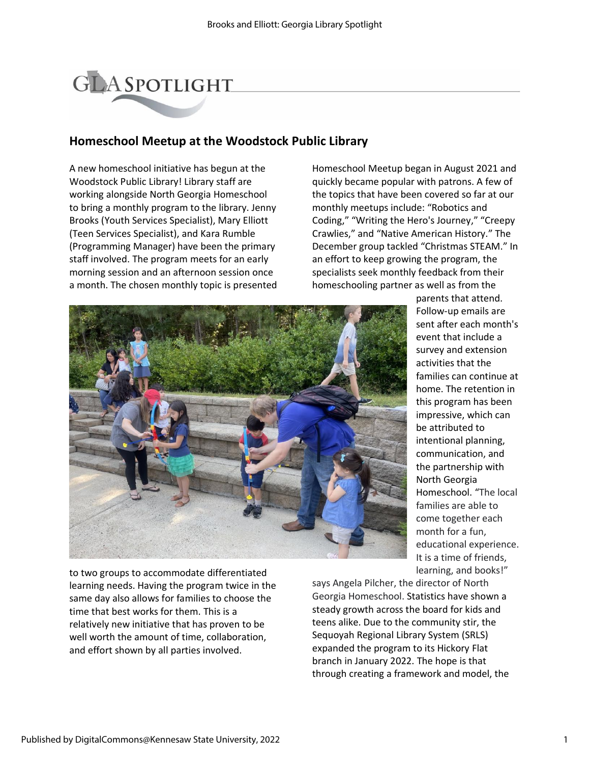GLA SPOTLIGHT

## Homeschool Meetup at the Woodstock Public Library

A new homeschool initiative has begun at the Woodstock Public Library! Library staff are working alongside North Georgia Homeschool to bring a monthly program to the library. Jenny Brooks (Youth Services Specialist), Mary Elliott (Teen Services Specialist), and Kara Rumble (Programming Manager) have been the primary staff involved. The program meets for an early morning session and an afternoon session once a month. The chosen monthly topic is presented to two groups to accommodate differentiated learning needs. Having the program twice in the same day also allows for families to choose the time that best works for them. This is a relatively new initiative that has proven to be well worth the amount of time, collaboration, and effort shown by all parties involved.

Homeschool Meetup began in August 2021 and quickly became popular with patrons. A few of the topics that have been covered so far at our monthly meetups include: "Robotics and Coding," "Writing the Hero's Journey," "Creepy Crawlies," and "Native American History." The December group tackled "Christmas STEAM." In an effort to keep growing the program, the specialists seek monthly feedback from their homeschooling partner as well as from the parents that attend. Follow-up emails are sent after each month's event that include a survey and extension activities that the families can continue at home. The retention in this program has been impressive, which can be attributed to intentional planning, communication, and the partnership with North Georgia Homeschool. "The local families are able to come together each month for a fun, educational experience. It is a time of friends, learning, and books!" says Angela Pilcher, the director of North Georgia Homeschool. Statistics have shown a steady growth across the board for kids and teens alike. Due to the community stir, the Sequoyah Regional Library System (SRLS) expanded the program to its Hickory Flat branch in January 2022. The hope is that through creating a framework and model, the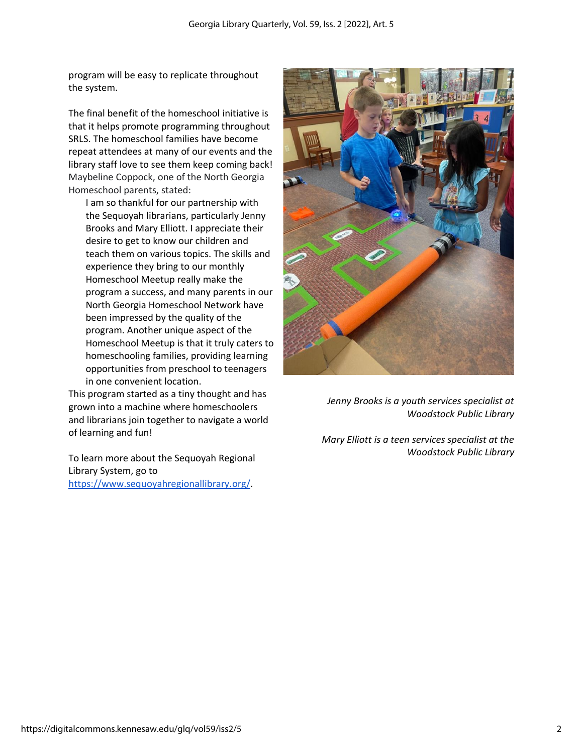program will be easy to replicate throughout the system.

The final benefit of the homeschool initiative is that it helps promote programming throughout SRLS. The homeschool families have become repeat attendees at many of our events and the library staff love to see them keep coming back! Maybeline Coppock, one of the North Georgia Homeschool parents, stated:

> I am so thankful for our partnership with the Sequoyah librarians, particularly Jenny Brooks and Mary Elliott. I appreciate their desire to get to know our children and teach them on various topics. The skills and experience they bring to our monthly Homeschool Meetup really make the program a success, and many parents in our North Georgia Homeschool Network have been impressed by the quality of the program. Another unique aspect of the Homeschool Meetup is that it truly caters to homeschooling families, providing learning opportunities from preschool to teenagers in one convenient location.

This program started as a tiny thought and has grown into a machine where homeschoolers and librarians join together to navigate a world of learning and fun!

To learn more about the Sequoyah Regional Library System, go to [https://www.sequoyahregionallibrary.org/](https://www.sequoyahregionallibrary.org/).

*Jenny Brooks is a youth services specialist at Woodstock Public Library*

*Mary Elliott is a teen services specialist at the Woodstock Public Library*